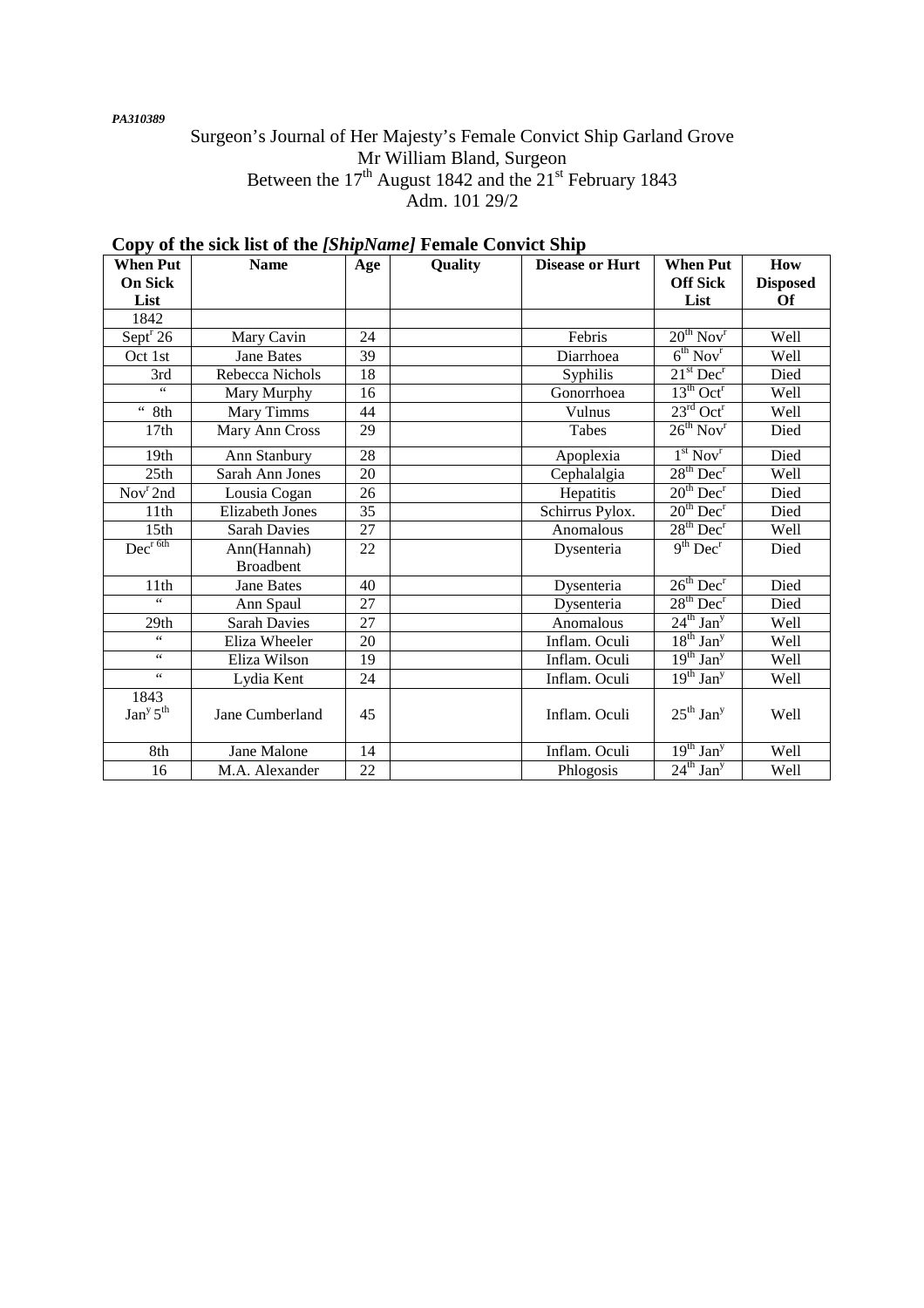*PA310389*

Surgeon's Journal of Her Majesty's Female Convict Ship Garland Grove
Mr William Bland, Surgeon
Between the 17th August 1842 and the 21st February 1843
Adm. 101 29/2

**Copy of the sick list of the *[ShipName]* Female Convict Ship**

| When Put On Sick List | Name | Age | Quality | Disease or Hurt | When Put Off Sick List | How Disposed Of |
|---|---|---|---|---|---|---|
| 1842 | | | | | | |
| Septr 26 | Mary Cavin | 24 | | Febris | 20th Novr | Well |
| Oct 1st | Jane Bates | 39 | | Diarrhoea | 6th Novr | Well |
| 3rd | Rebecca Nichols | 18 | | Syphilis | 21st Decr | Died |
| " | Mary Murphy | 16 | | Gonorrhoea | 13th Octr | Well |
| " 8th | Mary Timms | 44 | | Vulnus | 23rd Octr | Well |
| 17th | Mary Ann Cross | 29 | | Tabes | 26th Novr | Died |
| 19th | Ann Stanbury | 28 | | Apoplexia | 1st Novr | Died |
| 25th | Sarah Ann Jones | 20 | | Cephalalgia | 28th Decr | Well |
| Novr 2nd | Lousia Cogan | 26 | | Hepatitis | 20th Decr | Died |
| 11th | Elizabeth Jones | 35 | | Schirrus Pylox. | 20th Decr | Died |
| 15th | Sarah Davies | 27 | | Anomalous | 28th Decr | Well |
| Decr 6th | Ann(Hannah) Broadbent | 22 | | Dysenteria | 9th Decr | Died |
| 11th | Jane Bates | 40 | | Dysenteria | 26th Decr | Died |
| " | Ann Spaul | 27 | | Dysenteria | 28th Decr | Died |
| 29th | Sarah Davies | 27 | | Anomalous | 24th Jany | Well |
| " | Eliza Wheeler | 20 | | Inflam. Oculi | 18th Jany | Well |
| " | Eliza Wilson | 19 | | Inflam. Oculi | 19th Jany | Well |
| " | Lydia Kent | 24 | | Inflam. Oculi | 19th Jany | Well |
| 1843 Jany 5th | Jane Cumberland | 45 | | Inflam. Oculi | 25th Jany | Well |
| 8th | Jane Malone | 14 | | Inflam. Oculi | 19th Jany | Well |
| 16 | M.A. Alexander | 22 | | Phlogosis | 24th Jany | Well |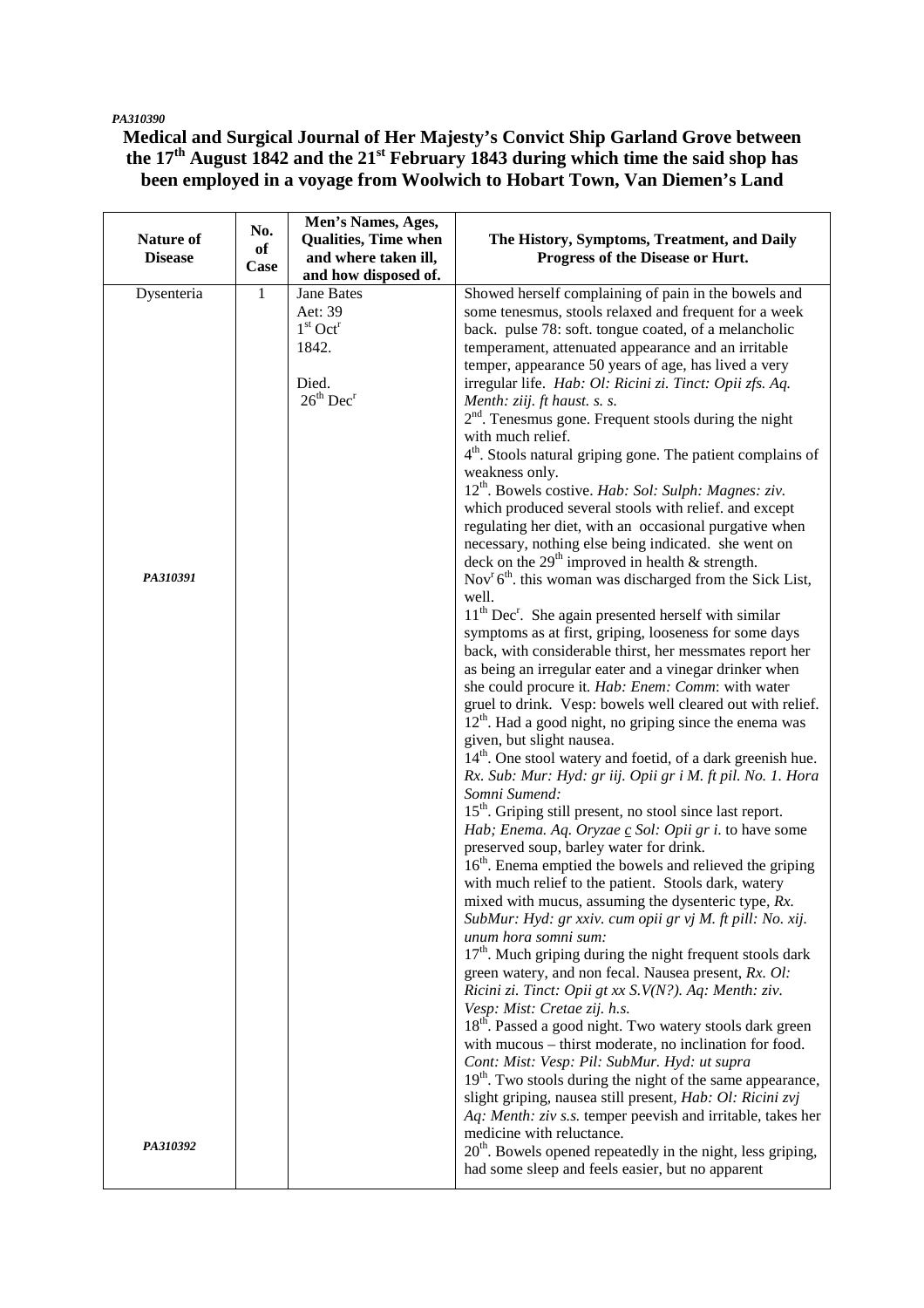PA310390

**Medical and Surgical Journal of Her Majesty's Convict Ship Garland Grove between the 17th August 1842 and the 21st February 1843 during which time the said shop has been employed in a voyage from Woolwich to Hobart Town, Van Diemen's Land**

| Nature of Disease | No. of Case | Men's Names, Ages, Qualities, Time when and where taken ill, and how disposed of. | The History, Symptoms, Treatment, and Daily Progress of the Disease or Hurt. |
|---|---|---|---|
| Dysenteria<br><br><br><br><br><br><br><br><br><br><br><br><br>*PA310391*<br><br><br><br><br><br><br><br><br><br><br><br><br><br><br><br><br><br><br><br><br><br><br><br><br><br><br><br><br>*PA310392* | 1 | Jane Bates<br>Aet: 39<br>1st Octr<br>1842.<br><br>Died.<br>26th Decr | Showed herself complaining of pain in the bowels and some tenesmus, stools relaxed and frequent for a week back. pulse 78: soft. tongue coated, of a melancholic temperament, attenuated appearance and an irritable temper, appearance 50 years of age, has lived a very irregular life. *Hab: Ol: Ricini zi. Tinct: Opii zfs. Aq. Menth: ziij. ft haust. s. s.*<br>2nd. Tenesmus gone. Frequent stools during the night with much relief.<br>4th. Stools natural griping gone. The patient complains of weakness only.<br>12th. Bowels costive. *Hab: Sol: Sulph: Magnes: ziv.* which produced several stools with relief. and except regulating her diet, with an occasional purgative when necessary, nothing else being indicated. she went on deck on the 29th improved in health & strength.<br>Novr 6th. this woman was discharged from the Sick List, well.<br>11th Decr. She again presented herself with similar symptoms as at first, griping, looseness for some days back, with considerable thirst, her messmates report her as being an irregular eater and a vinegar drinker when she could procure it. *Hab: Enem: Comm*: with water gruel to drink. Vesp: bowels well cleared out with relief.<br>12th. Had a good night, no griping since the enema was given, but slight nausea.<br>14th. One stool watery and foetid, of a dark greenish hue. *Rx. Sub: Mur: Hyd: gr iij. Opii gr i M. ft pil. No. 1. Hora Somni Sumend:*<br>15th. Griping still present, no stool since last report. *Hab; Enema. Aq. Oryzae c Sol: Opii gr i.* to have some preserved soup, barley water for drink.<br>16th. Enema emptied the bowels and relieved the griping with much relief to the patient. Stools dark, watery mixed with mucus, assuming the dysenteric type, *Rx. SubMur: Hyd: gr xxiv. cum opii gr vj M. ft pill: No. xij. unum hora somni sum:*<br>17th. Much griping during the night frequent stools dark green watery, and non fecal. Nausea present, *Rx. Ol: Ricini zi. Tinct: Opii gt xx S.V(N?). Aq: Menth: ziv. Vesp: Mist: Cretae zij. h.s.*<br>18th. Passed a good night. Two watery stools dark green with mucous – thirst moderate, no inclination for food. *Cont: Mist: Vesp: Pil: SubMur. Hyd: ut supra*<br>19th. Two stools during the night of the same appearance, slight griping, nausea still present, *Hab: Ol: Ricini zvj Aq: Menth: ziv s.s.* temper peevish and irritable, takes her medicine with reluctance.<br>20th. Bowels opened repeatedly in the night, less griping, had some sleep and feels easier, but no apparent |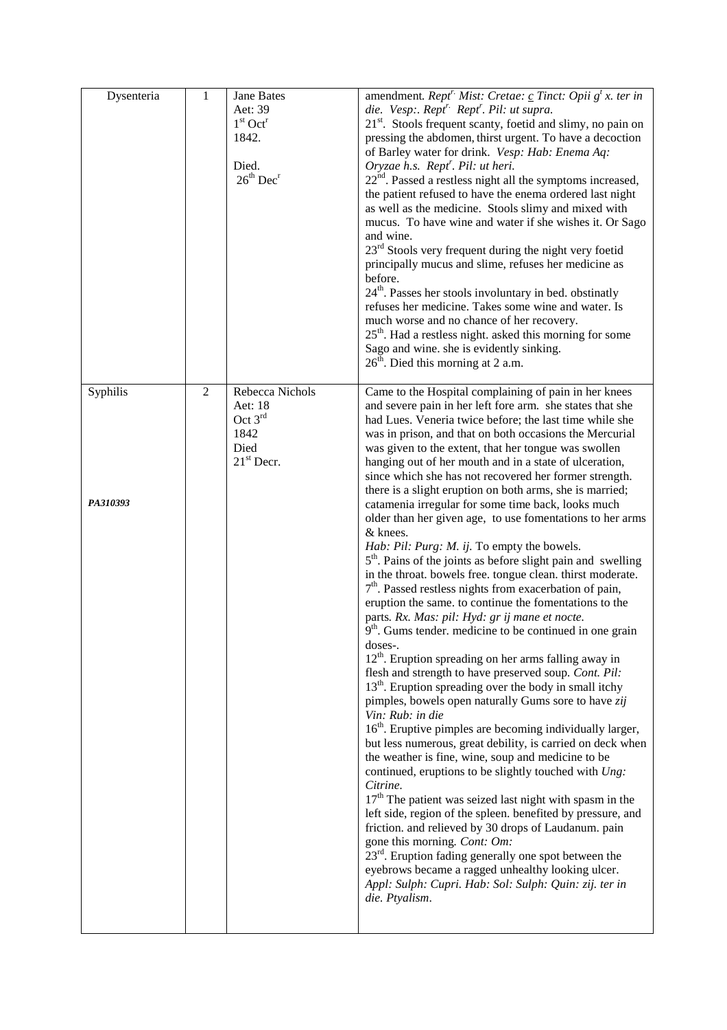| | | | |
|---|---|---|---|
| Dysenteria | 1 | Jane Bates<br>Aet: 39<br>1[st] Oct[r]<br>1842.<br><br>Died.<br>26[th] Dec[r] | amendment. *Rept[r.] Mist: Cretae: c Tinct: Opii g[t] x. ter in die. Vesp:. Rept[r.] Rept[r]. Pil: ut supra.*<br>21[st]. Stools frequent scanty, foetid and slimy, no pain on pressing the abdomen, thirst urgent. To have a decoction of Barley water for drink. *Vesp: Hab: Enema Aq: Oryzae h.s. Rept[r]. Pil: ut heri.*<br>22[nd]. Passed a restless night all the symptoms increased, the patient refused to have the enema ordered last night as well as the medicine. Stools slimy and mixed with mucus. To have wine and water if she wishes it. Or Sago and wine.<br>23[rd] Stools very frequent during the night very foetid principally mucus and slime, refuses her medicine as before.<br>24[th]. Passes her stools involuntary in bed. obstinatly refuses her medicine. Takes some wine and water. Is much worse and no chance of her recovery.<br>25[th]. Had a restless night. asked this morning for some Sago and wine. she is evidently sinking.<br>26[th]. Died this morning at 2 a.m. |
| Syphilis<br><br><br><br><br>*PA310393* | 2 | Rebecca Nichols<br>Aet: 18<br>Oct 3[rd]<br>1842<br>Died<br>21[st] Decr. | Came to the Hospital complaining of pain in her knees and severe pain in her left fore arm. she states that she had Lues. Veneria twice before; the last time while she was in prison, and that on both occasions the Mercurial was given to the extent, that her tongue was swollen hanging out of her mouth and in a state of ulceration, since which she has not recovered her former strength. there is a slight eruption on both arms, she is married; catamenia irregular for some time back, looks much older than her given age, to use fomentations to her arms & knees.<br>*Hab: Pil: Purg: M. ij.* To empty the bowels.<br>5[th]. Pains of the joints as before slight pain and swelling in the throat. bowels free. tongue clean. thirst moderate.<br>7[th]. Passed restless nights from exacerbation of pain, eruption the same. to continue the fomentations to the parts. *Rx. Mas: pil: Hyd: gr ij mane et nocte.*<br>9[th]. Gums tender. medicine to be continued in one grain doses-.<br>12[th]. Eruption spreading on her arms falling away in flesh and strength to have preserved soup. *Cont. Pil:*<br>13[th]. Eruption spreading over the body in small itchy pimples, bowels open naturally Gums sore to have *zij Vin: Rub: in die*<br>16[th]. Eruptive pimples are becoming individually larger, but less numerous, great debility, is carried on deck when the weather is fine, wine, soup and medicine to be continued, eruptions to be slightly touched with *Ung: Citrine.*<br>17[th] The patient was seized last night with spasm in the left side, region of the spleen. benefited by pressure, and friction. and relieved by 30 drops of Laudanum. pain gone this morning. *Cont: Om:*<br>23[rd]. Eruption fading generally one spot between the eyebrows became a ragged unhealthy looking ulcer. *Appl: Sulph: Cupri. Hab: Sol: Sulph: Quin: zij. ter in die. Ptyalism.* |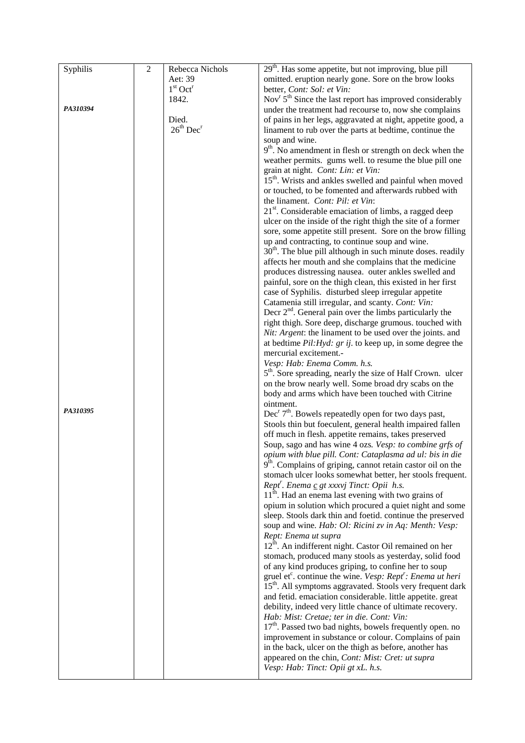| Syphilis | 2 | Rebecca Nichols<br>Aet: 39<br>1st Octr<br>1842. | 29th. Has some appetite, but not improving, blue pill omitted. eruption nearly gone. Sore on the brow looks better, *Cont: Sol: et Vin:*<br>Novr 5th Since the last report has improved considerably under the treatment had recourse to, now she complains of pains in her legs, aggravated at night, appetite good, a linament to rub over the parts at bedtime, continue the soup and wine.<br>9th. No amendment in flesh or strength on deck when the weather permits. gums well. to resume the blue pill one grain at night. *Cont: Lin: et Vin:*<br>15th. Wrists and ankles swelled and painful when moved or touched, to be fomented and afterwards rubbed with the linament. *Cont: Pil: et Vin*:<br>21st. Considerable emaciation of limbs, a ragged deep ulcer on the inside of the right thigh the site of a former sore, some appetite still present. Sore on the brow filling up and contracting, to continue soup and wine.<br>30th. The blue pill although in such minute doses. readily affects her mouth and she complains that the medicine produces distressing nausea. outer ankles swelled and painful, sore on the thigh clean, this existed in her first case of Syphilis. disturbed sleep irregular appetite Catamenia still irregular, and scanty. *Cont: Vin:*<br>Decr 2nd. General pain over the limbs particularly the right thigh. Sore deep, discharge grumous. touched with *Nit: Argent*: the linament to be used over the joints. and at bedtime *Pil:Hyd: gr ij*. to keep up, in some degree the mercurial excitement.-<br>*Vesp: Hab: Enema Comm. h.s.*<br>5th. Sore spreading, nearly the size of Half Crown. ulcer on the brow nearly well. Some broad dry scabs on the body and arms which have been touched with Citrine ointment. |
| PA310394 | | Died.<br>26th Decr | |
| PA310395 | | | Decr 7th. Bowels repeatedly open for two days past, Stools thin but foeculent, general health impaired fallen off much in flesh. appetite remains, takes preserved Soup, sago and has wine 4 ozs. *Vesp: to combine grfs of opium with blue pill. Cont: Cataplasma ad ul: bis in die*<br>9th. Complains of griping, cannot retain castor oil on the stomach ulcer looks somewhat better, her stools frequent. *Reptr. Enema c gt xxxvj Tinct: Opii h.s.*<br>11th. Had an enema last evening with two grains of opium in solution which procured a quiet night and some sleep. Stools dark thin and foetid. continue the preserved soup and wine. *Hab: Ol: Ricini zv in Aq: Menth: Vesp: Rept: Enema ut supra*<br>12th. An indifferent night. Castor Oil remained on her stomach, produced many stools as yesterday, solid food of any kind produces griping, to confine her to soup gruel etc. continue the wine. *Vesp: Reptr: Enema ut heri*<br>15th. All symptoms aggravated. Stools very frequent dark and fetid. emaciation considerable. little appetite. great debility, indeed very little chance of ultimate recovery. *Hab: Mist: Cretae; ter in die. Cont: Vin:*<br>17th. Passed two bad nights, bowels frequently open. no improvement in substance or colour. Complains of pain in the back, ulcer on the thigh as before, another has appeared on the chin, *Cont: Mist: Cret: ut supra Vesp: Hab: Tinct: Opii gt xL. h.s.* |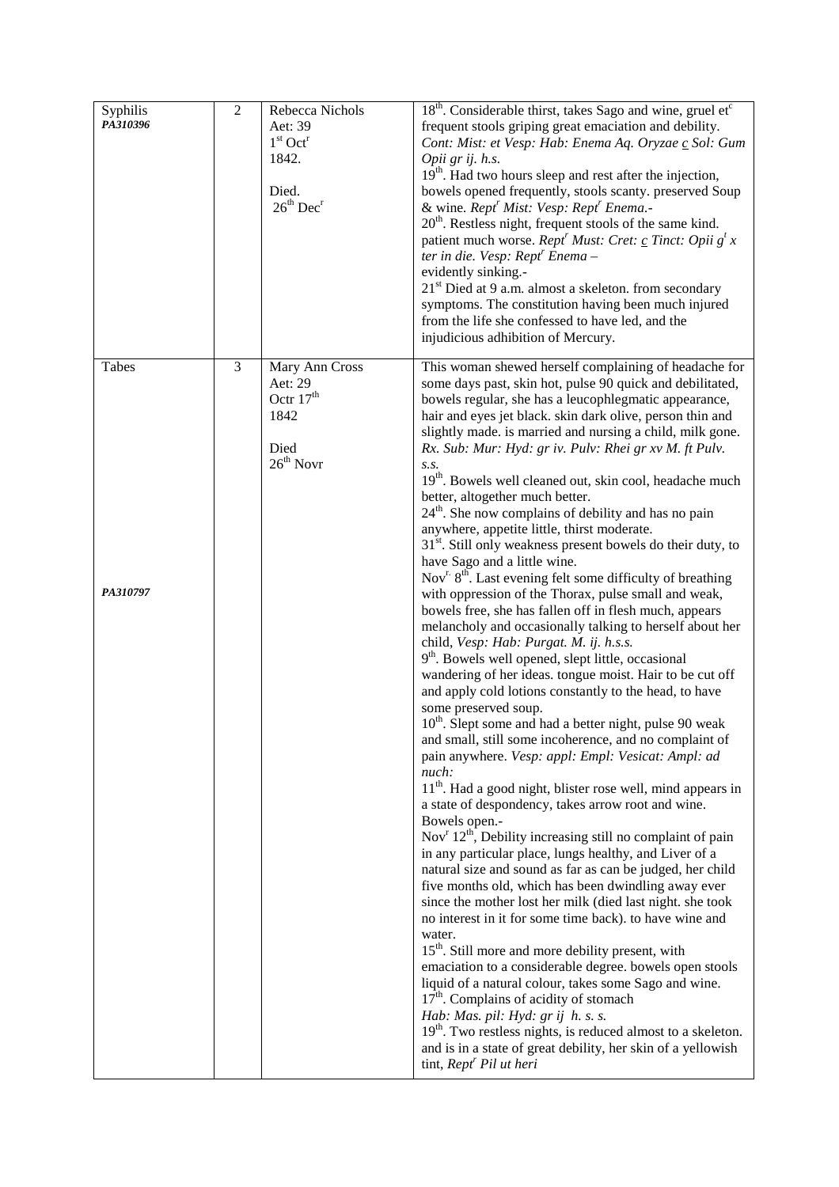| | | | |
|---|---|---|---|
| Syphilis<br>***PA310396*** | 2 | Rebecca Nichols<br>Aet: 39<br>1st Octr<br>1842.<br><br>Died.<br>26th Decr | 18th. Considerable thirst, takes Sago and wine, gruel etc frequent stools griping great emaciation and debility. *Cont: Mist: et Vesp: Hab: Enema Aq. Oryzae c Sol: Gum Opii gr ij. h.s.*<br>19th. Had two hours sleep and rest after the injection, bowels opened frequently, stools scanty. preserved Soup & wine. *Reptr Mist: Vesp: Reptr Enema.-*<br>20th. Restless night, frequent stools of the same kind. patient much worse. *Reptr Must: Cret: c Tinct: Opii gt x ter in die. Vesp: Reptr Enema –*<br>evidently sinking.-<br>21st Died at 9 a.m. almost a skeleton. from secondary symptoms. The constitution having been much injured from the life she confessed to have led, and the injudicious adhibition of Mercury. |
| Tabes<br><br><br><br><br><br><br><br><br>***PA310797*** | 3 | Mary Ann Cross<br>Aet: 29<br>Octr 17th<br>1842<br><br>Died<br>26th Novr | This woman shewed herself complaining of headache for some days past, skin hot, pulse 90 quick and debilitated, bowels regular, she has a leucophlegmatic appearance, hair and eyes jet black. skin dark olive, person thin and slightly made. is married and nursing a child, milk gone. *Rx. Sub: Mur: Hyd: gr iv. Pulv: Rhei gr xv M. ft Pulv. s.s.*<br>19th. Bowels well cleaned out, skin cool, headache much better, altogether much better.<br>24th. She now complains of debility and has no pain anywhere, appetite little, thirst moderate.<br>31st. Still only weakness present bowels do their duty, to have Sago and a little wine.<br>Novr. 8th. Last evening felt some difficulty of breathing with oppression of the Thorax, pulse small and weak, bowels free, she has fallen off in flesh much, appears melancholy and occasionally talking to herself about her child, *Vesp: Hab: Purgat. M. ij. h.s.s.*<br>9th. Bowels well opened, slept little, occasional wandering of her ideas. tongue moist. Hair to be cut off and apply cold lotions constantly to the head, to have some preserved soup.<br>10th. Slept some and had a better night, pulse 90 weak and small, still some incoherence, and no complaint of pain anywhere. *Vesp: appl: Empl: Vesicat: Ampl: ad nuch:*<br>11th. Had a good night, blister rose well, mind appears in a state of despondency, takes arrow root and wine. Bowels open.-<br>Novr 12th, Debility increasing still no complaint of pain in any particular place, lungs healthy, and Liver of a natural size and sound as far as can be judged, her child five months old, which has been dwindling away ever since the mother lost her milk (died last night. she took no interest in it for some time back). to have wine and water.<br>15th. Still more and more debility present, with emaciation to a considerable degree. bowels open stools liquid of a natural colour, takes some Sago and wine.<br>17th. Complains of acidity of stomach<br>*Hab: Mas. pil: Hyd: gr ij h. s. s.*<br>19th. Two restless nights, is reduced almost to a skeleton. and is in a state of great debility, her skin of a yellowish tint, *Reptr Pil ut heri* |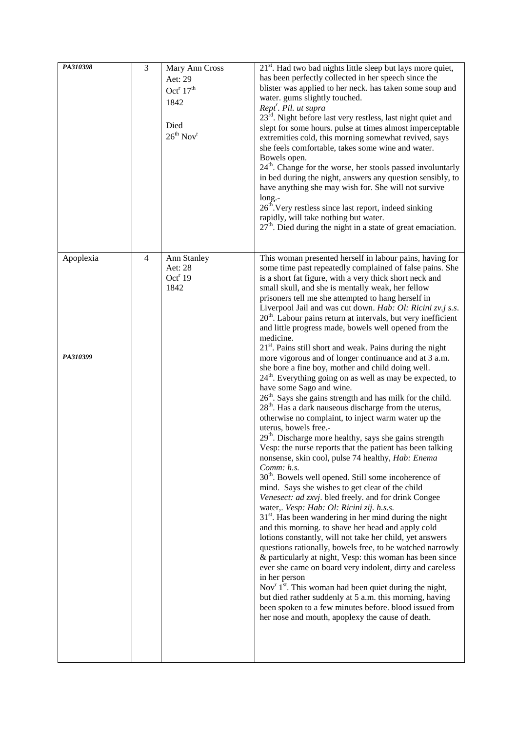| | | | |
|---|---|---|---|
| *PA310398* | 3 | Mary Ann Cross<br>Aet: 29<br>Oct$^r$ 17$^{th}$<br>1842<br><br>Died<br>26$^{th}$ Nov$^r$ | 21$^{st}$. Had two bad nights little sleep but lays more quiet, has been perfectly collected in her speech since the blister was applied to her neck. has taken some soup and water. gums slightly touched.<br>*Rept$^r$. Pil. ut supra*<br>23$^{rd}$. Night before last very restless, last night quiet and slept for some hours. pulse at times almost imperceptable extremities cold, this morning somewhat revived, says she feels comfortable, takes some wine and water. Bowels open.<br>24$^{th}$. Change for the worse, her stools passed involuntarly in bed during the night, answers any question sensibly, to have anything she may wish for. She will not survive long.-<br>26$^{th}$.Very restless since last report, indeed sinking rapidly, will take nothing but water.<br>27$^{th}$. Died during the night in a state of great emaciation. |
| Apoplexia<br><br>*PA310399* | 4 | Ann Stanley<br>Aet: 28<br>Oct$^r$ 19<br>1842 | This woman presented herself in labour pains, having for some time past repeatedly complained of false pains. She is a short fat figure, with a very thick short neck and small skull, and she is mentally weak, her fellow prisoners tell me she attempted to hang herself in Liverpool Jail and was cut down. *Hab: Ol: Ricini zv.j s.s.*<br>20$^{th}$. Labour pains return at intervals, but very inefficient and little progress made, bowels well opened from the medicine.<br>21$^{st}$. Pains still short and weak. Pains during the night more vigorous and of longer continuance and at 3 a.m. she bore a fine boy, mother and child doing well.<br>24$^{th}$. Everything going on as well as may be expected, to have some Sago and wine.<br>26$^{th}$. Says she gains strength and has milk for the child.<br>28$^{th}$. Has a dark nauseous discharge from the uterus, otherwise no complaint, to inject warm water up the uterus, bowels free.-<br>29$^{th}$. Discharge more healthy, says she gains strength Vesp: the nurse reports that the patient has been talking nonsense, skin cool, pulse 74 healthy, *Hab: Enema Comm: h.s.*<br>30$^{th}$. Bowels well opened. Still some incoherence of mind. Says she wishes to get clear of the child *Venesect: ad zxvj*. bled freely. and for drink Congee water,. *Vesp: Hab: Ol: Ricini zij. h.s.s.*<br>31$^{st}$. Has been wandering in her mind during the night and this morning. to shave her head and apply cold lotions constantly, will not take her child, yet answers questions rationally, bowels free, to be watched narrowly & particularly at night, Vesp: this woman has been since ever she came on board very indolent, dirty and careless in her person<br>Nov$^r$ 1$^{st}$. This woman had been quiet during the night, but died rather suddenly at 5 a.m. this morning, having been spoken to a few minutes before. blood issued from her nose and mouth, apoplexy the cause of death. |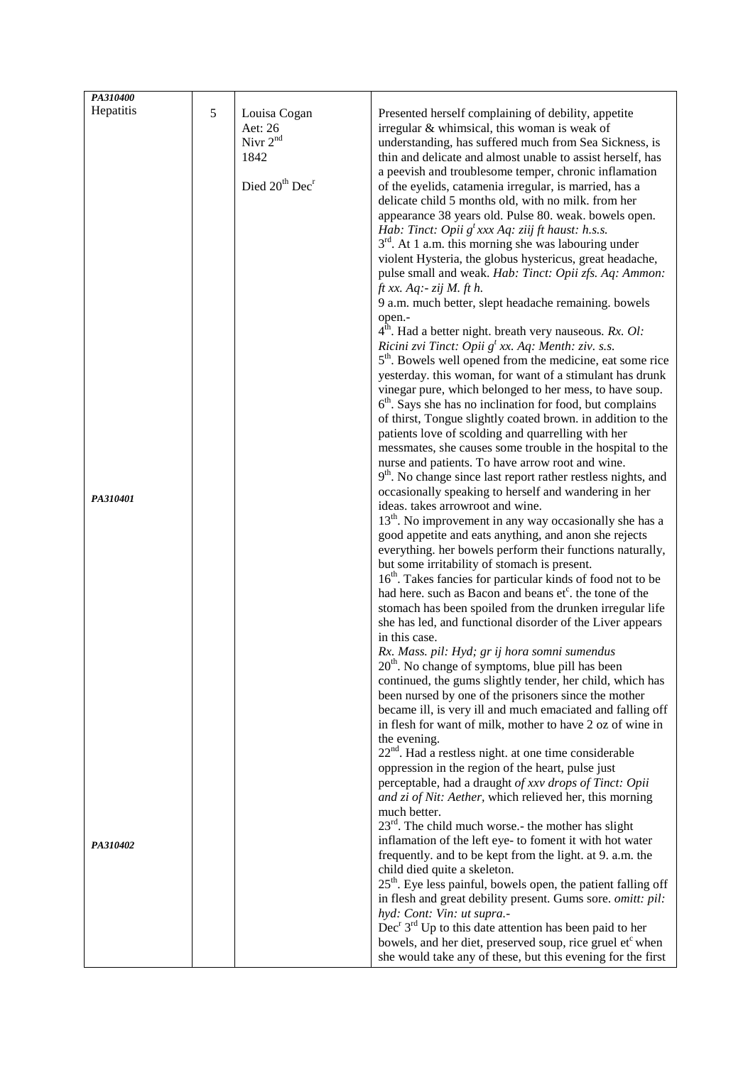| | | | |
|---|---|---|---|
| *PA310400*<br>Hepatitis | 5 | Louisa Cogan<br>Aet: 26<br>Nivr 2[nd]<br>1842<br><br>Died 20[th] Dec[r] | Presented herself complaining of debility, appetite irregular & whimsical, this woman is weak of understanding, has suffered much from Sea Sickness, is thin and delicate and almost unable to assist herself, has a peevish and troublesome temper, chronic inflamation of the eyelids, catamenia irregular, is married, has a delicate child 5 months old, with no milk. from her appearance 38 years old. Pulse 80. weak. bowels open. *Hab: Tinct: Opii g[t] xxx Aq: ziij ft haust: h.s.s.*<br>3[rd]. At 1 a.m. this morning she was labouring under violent Hysteria, the globus hystericus, great headache, pulse small and weak. *Hab: Tinct: Opii zfs. Aq: Ammon: ft xx. Aq:- zij M. ft h.*<br>9 a.m. much better, slept headache remaining. bowels open.-<br>4[th]. Had a better night. breath very nauseous. *Rx. Ol: Ricini zvi Tinct: Opii g[t] xx. Aq: Menth: ziv. s.s.*<br>5[th]. Bowels well opened from the medicine, eat some rice yesterday. this woman, for want of a stimulant has drunk vinegar pure, which belonged to her mess, to have soup.<br>6[th]. Says she has no inclination for food, but complains of thirst, Tongue slightly coated brown. in addition to the patients love of scolding and quarrelling with her messmates, she causes some trouble in the hospital to the nurse and patients. To have arrow root and wine.<br>9[th]. No change since last report rather restless nights, and occasionally speaking to herself and wandering in her ideas. takes arrowroot and wine. |
| *PA310401* | | | 13[th]. No improvement in any way occasionally she has a good appetite and eats anything, and anon she rejects everything. her bowels perform their functions naturally, but some irritability of stomach is present.<br>16[th]. Takes fancies for particular kinds of food not to be had here. such as Bacon and beans et[c]. the tone of the stomach has been spoiled from the drunken irregular life she has led, and functional disorder of the Liver appears in this case.<br>*Rx. Mass. pil: Hyd; gr ij hora somni sumendus*<br>20[th]. No change of symptoms, blue pill has been continued, the gums slightly tender, her child, which has been nursed by one of the prisoners since the mother became ill, is very ill and much emaciated and falling off in flesh for want of milk, mother to have 2 oz of wine in the evening.<br>22[nd]. Had a restless night. at one time considerable oppression in the region of the heart, pulse just perceptable, had a draught *of xxv drops of Tinct: Opii and zi of Nit: Aether*, which relieved her, this morning much better. |
| *PA310402* | | | 23[rd]. The child much worse.- the mother has slight inflamation of the left eye- to foment it with hot water frequently. and to be kept from the light. at 9. a.m. the child died quite a skeleton.<br>25[th]. Eye less painful, bowels open, the patient falling off in flesh and great debility present. Gums sore. *omitt: pil: hyd: Cont: Vin: ut supra.-*<br>Dec[r] 3[rd] Up to this date attention has been paid to her bowels, and her diet, preserved soup, rice gruel et[c] when she would take any of these, but this evening for the first |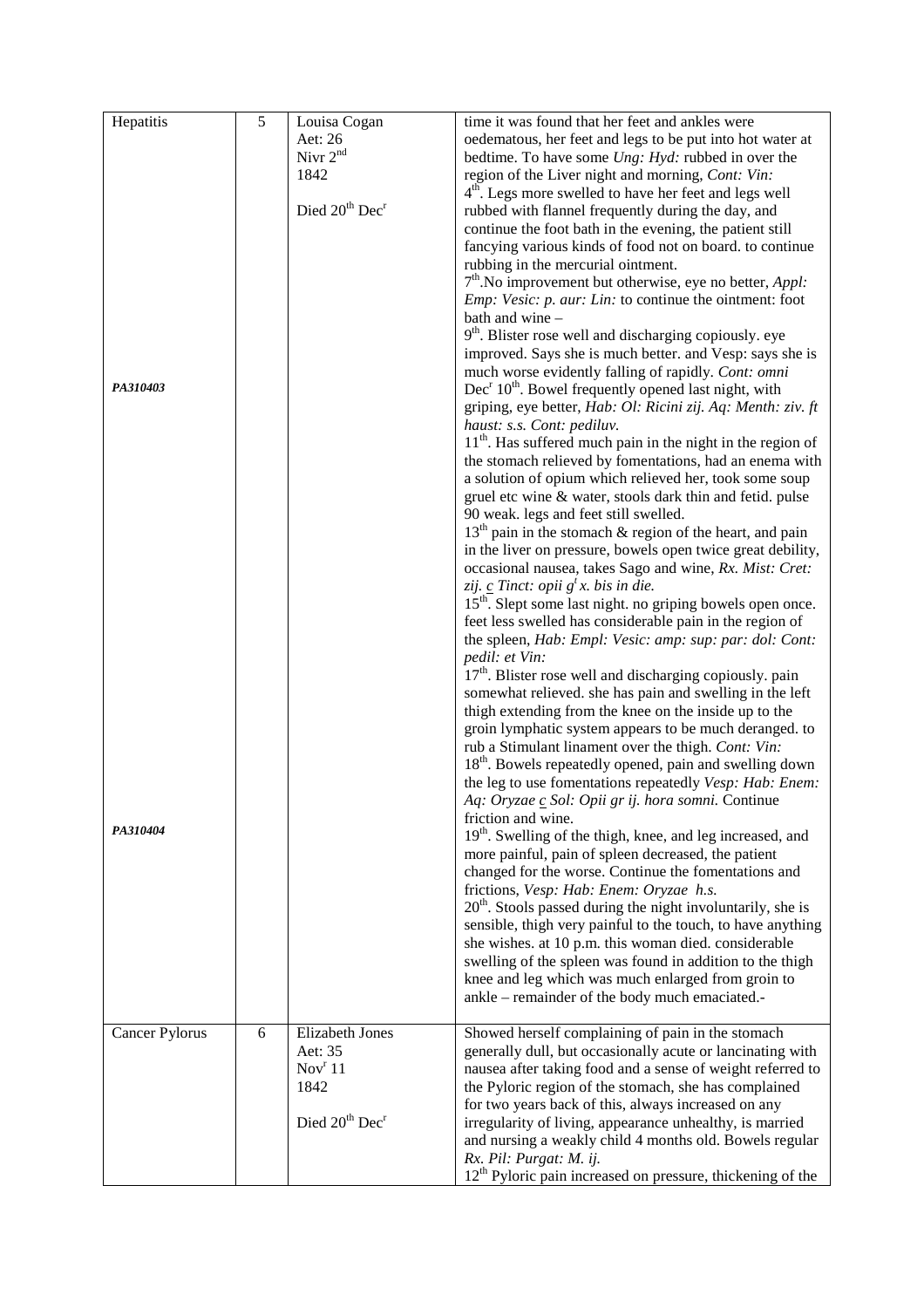| | | | |
|---|---|---|---|
| Hepatitis<br><br><br><br><br><br><br><br><br><br><br>***PA310403***<br><br><br><br><br><br><br><br><br><br><br><br><br><br><br><br><br><br><br><br><br><br><br><br>***PA310404*** | 5 | Louisa Cogan<br>Aet: 26<br>Nivr 2nd<br>1842<br><br>Died 20th Decr | time it was found that her feet and ankles were oedematous, her feet and legs to be put into hot water at bedtime. To have some *Ung: Hyd:* rubbed in over the region of the Liver night and morning, *Cont: Vin:*<br>4th. Legs more swelled to have her feet and legs well rubbed with flannel frequently during the day, and continue the foot bath in the evening, the patient still fancying various kinds of food not on board. to continue rubbing in the mercurial ointment.<br>7th.No improvement but otherwise, eye no better, *Appl: Emp: Vesic: p. aur: Lin:* to continue the ointment: foot bath and wine –<br>9th. Blister rose well and discharging copiously. eye improved. Says she is much better. and Vesp: says she is much worse evidently falling of rapidly. *Cont: omni*<br>Decr 10th. Bowel frequently opened last night, with griping, eye better, *Hab: Ol: Ricini zij. Aq: Menth: ziv. ft haust: s.s. Cont: pediluv.*<br>11th. Has suffered much pain in the night in the region of the stomach relieved by fomentations, had an enema with a solution of opium which relieved her, took some soup gruel etc wine & water, stools dark thin and fetid. pulse 90 weak. legs and feet still swelled.<br>13th pain in the stomach & region of the heart, and pain in the liver on pressure, bowels open twice great debility, occasional nausea, takes Sago and wine, *Rx. Mist: Cret: zij. c Tinct: opii gt x. bis in die.*<br>15th. Slept some last night. no griping bowels open once. feet less swelled has considerable pain in the region of the spleen, *Hab: Empl: Vesic: amp: sup: par: dol: Cont: pedil: et Vin:*<br>17th. Blister rose well and discharging copiously. pain somewhat relieved. she has pain and swelling in the left thigh extending from the knee on the inside up to the groin lymphatic system appears to be much deranged. to rub a Stimulant linament over the thigh. *Cont: Vin:*<br>18th. Bowels repeatedly opened, pain and swelling down the leg to use fomentations repeatedly *Vesp: Hab: Enem: Aq: Oryzae c Sol: Opii gr ij. hora somni.* Continue friction and wine.<br>19th. Swelling of the thigh, knee, and leg increased, and more painful, pain of spleen decreased, the patient changed for the worse. Continue the fomentations and frictions, *Vesp: Hab: Enem: Oryzae h.s.*<br>20th. Stools passed during the night involuntarily, she is sensible, thigh very painful to the touch, to have anything she wishes. at 10 p.m. this woman died. considerable swelling of the spleen was found in addition to the thigh knee and leg which was much enlarged from groin to ankle – remainder of the body much emaciated.- |
| Cancer Pylorus | 6 | Elizabeth Jones<br>Aet: 35<br>Novr 11<br>1842<br><br>Died 20th Decr | Showed herself complaining of pain in the stomach generally dull, but occasionally acute or lancinating with nausea after taking food and a sense of weight referred to the Pyloric region of the stomach, she has complained for two years back of this, always increased on any irregularity of living, appearance unhealthy, is married and nursing a weakly child 4 months old. Bowels regular *Rx. Pil: Purgat: M. ij.*<br>12th Pyloric pain increased on pressure, thickening of the |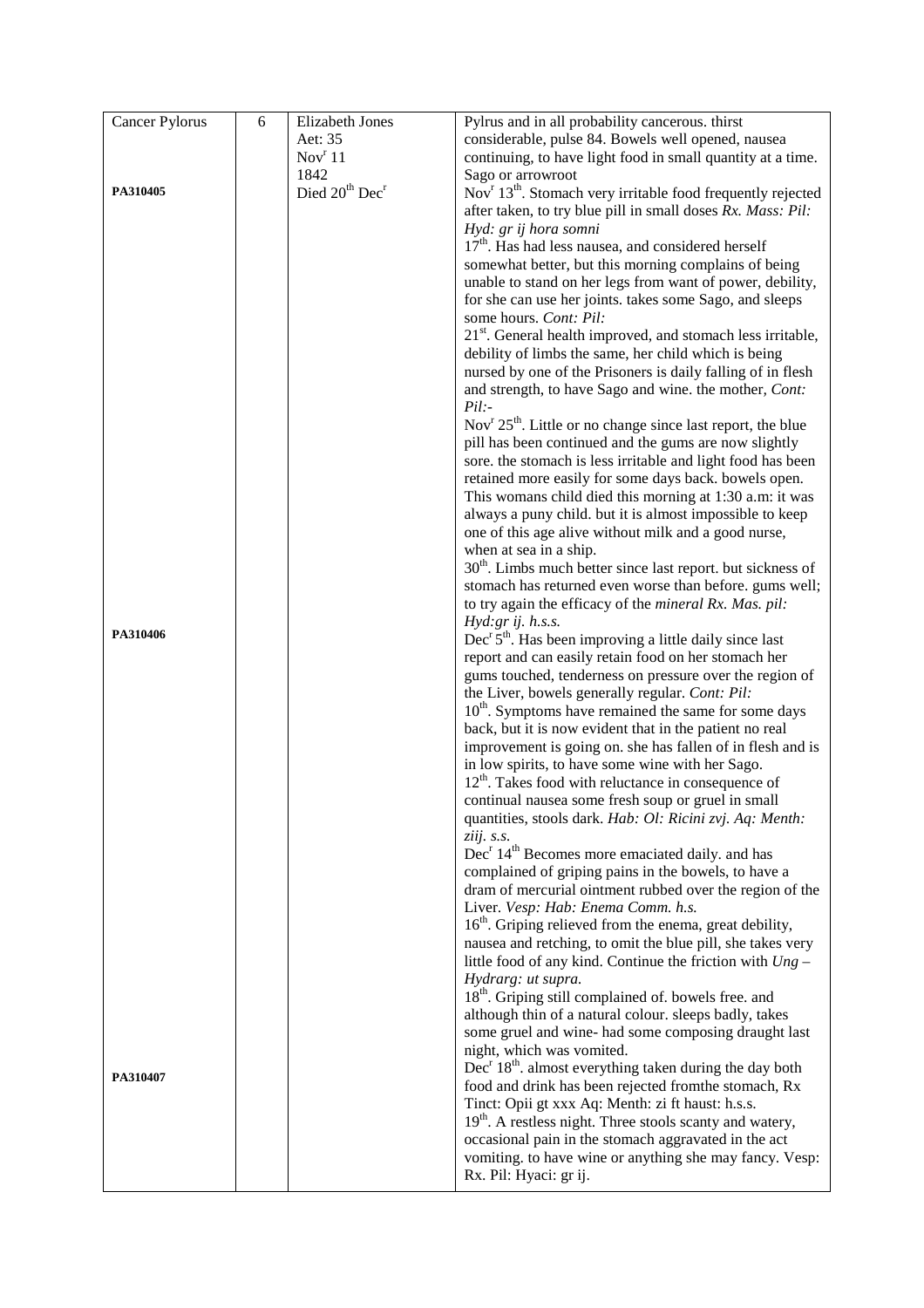| Cancer Pylorus<br><br><br>**PA310405**<br><br><br><br><br><br><br><br><br><br><br><br><br><br><br><br><br><br><br><br><br><br><br><br><br>**PA310406**<br><br><br><br><br><br><br><br><br><br><br><br><br><br><br><br><br><br><br><br><br><br><br><br><br><br><br>**PA310407** | 6 | Elizabeth Jones<br>Aet: 35<br>Nov[r] 11<br>1842<br>Died 20[th] Dec[r] | Pylrus and in all probability cancerous. thirst considerable, pulse 84. Bowels well opened, nausea continuing, to have light food in small quantity at a time. Sago or arrowroot<br>Nov[r] 13[th]. Stomach very irritable food frequently rejected after taken, to try blue pill in small doses *Rx. Mass: Pil: Hyd: gr ij hora somni*<br>17[th]. Has had less nausea, and considered herself somewhat better, but this morning complains of being unable to stand on her legs from want of power, debility, for she can use her joints. takes some Sago, and sleeps some hours. *Cont: Pil:*<br>21[st]. General health improved, and stomach less irritable, debility of limbs the same, her child which is being nursed by one of the Prisoners is daily falling of in flesh and strength, to have Sago and wine. the mother, *Cont: Pil:-*<br>Nov[r] 25[th]. Little or no change since last report, the blue pill has been continued and the gums are now slightly sore. the stomach is less irritable and light food has been retained more easily for some days back. bowels open. This womans child died this morning at 1:30 a.m: it was always a puny child. but it is almost impossible to keep one of this age alive without milk and a good nurse, when at sea in a ship.<br>30[th]. Limbs much better since last report. but sickness of stomach has returned even worse than before. gums well; to try again the efficacy of the *mineral Rx. Mas. pil: Hyd:gr ij. h.s.s.*<br>Dec[r] 5[th]. Has been improving a little daily since last report and can easily retain food on her stomach her gums touched, tenderness on pressure over the region of the Liver, bowels generally regular. *Cont: Pil:*<br>10[th]. Symptoms have remained the same for some days back, but it is now evident that in the patient no real improvement is going on. she has fallen of in flesh and is in low spirits, to have some wine with her Sago.<br>12[th]. Takes food with reluctance in consequence of continual nausea some fresh soup or gruel in small quantities, stools dark. *Hab: Ol: Ricini zvj. Aq: Menth: ziij. s.s.*<br>Dec[r] 14[th] Becomes more emaciated daily. and has complained of griping pains in the bowels, to have a dram of mercurial ointment rubbed over the region of the Liver. *Vesp: Hab: Enema Comm. h.s.*<br>16[th]. Griping relieved from the enema, great debility, nausea and retching, to omit the blue pill, she takes very little food of any kind. Continue the friction with *Ung – Hydrarg: ut supra.*<br>18[th]. Griping still complained of. bowels free. and although thin of a natural colour. sleeps badly, takes some gruel and wine- had some composing draught last night, which was vomited.<br>Dec[r] 18[th]. almost everything taken during the day both food and drink has been rejected fromthe stomach, Rx Tinct: Opii gt xxx Aq: Menth: zi ft haust: h.s.s.<br>19[th]. A restless night. Three stools scanty and watery, occasional pain in the stomach aggravated in the act vomiting. to have wine or anything she may fancy. Vesp: Rx. Pil: Hyaci: gr ij. |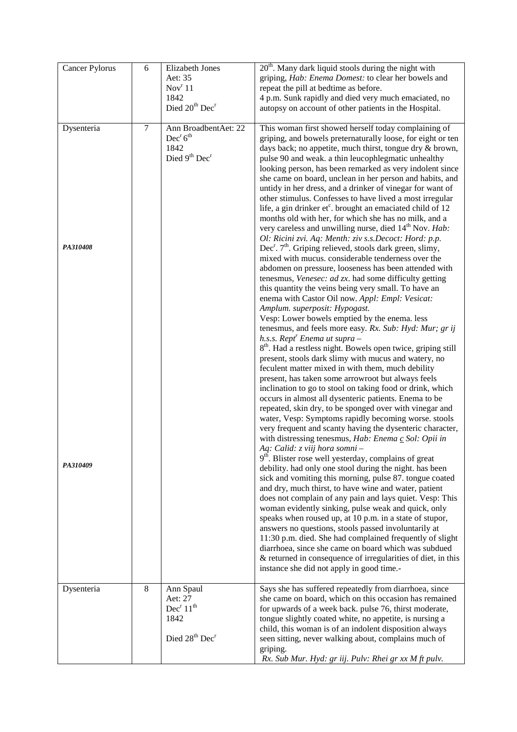| | | | |
|---|---|---|---|
| Cancer Pylorus | 6 | Elizabeth Jones<br>Aet: 35<br>Nov[r] 11<br>1842<br>Died 20[th] Dec[r] | 20[th]. Many dark liquid stools during the night with griping, *Hab: Enema Domest:* to clear her bowels and repeat the pill at bedtime as before.<br>4 p.m. Sunk rapidly and died very much emaciated, no autopsy on account of other patients in the Hospital. |
| Dysenteria<br><br><br><br><br><br><br><br>***PA310408***<br><br><br><br><br><br><br><br><br><br><br><br><br><br>***PA310409*** | 7 | Ann BroadbentAet: 22<br>Dec[r] 6[th]<br>1842<br>Died 9[th] Dec[r] | This woman first showed herself today complaining of griping, and bowels preternaturally loose, for eight or ten days back; no appetite, much thirst, tongue dry & brown, pulse 90 and weak. a thin leucophlegmatic unhealthy looking person, has been remarked as very indolent since she came on board, unclean in her person and habits, and untidy in her dress, and a drinker of vinegar for want of other stimulus. Confesses to have lived a most irregular life, a gin drinker et[c]. brought an emaciated child of 12 months old with her, for which she has no milk, and a very careless and unwilling nurse, died 14[th] Nov. *Hab: Ol: Ricini zvi. Aq: Menth: ziv s.s.Decoct: Hord: p.p.*<br>Dec[r]. 7[th]. Griping relieved, stools dark green, slimy, mixed with mucus. considerable tenderness over the abdomen on pressure, looseness has been attended with tenesmus, *Venesec: ad zx*. had some difficulty getting this quantity the veins being very small. To have an enema with Castor Oil now. *Appl: Empl: Vesicat: Amplum. superposit: Hypogast.*<br>Vesp: Lower bowels emptied by the enema. less tenesmus, and feels more easy. *Rx. Sub: Hyd: Mur; gr ij h.s.s. Rept[r] Enema ut supra* –<br>8[th]. Had a restless night. Bowels open twice, griping still present, stools dark slimy with mucus and watery, no feculent matter mixed in with them, much debility present, has taken some arrowroot but always feels inclination to go to stool on taking food or drink, which occurs in almost all dysenteric patients. Enema to be repeated, skin dry, to be sponged over with vinegar and water, Vesp: Symptoms rapidly becoming worse. stools very frequent and scanty having the dysenteric character, with distressing tenesmus, *Hab: Enema c Sol: Opii in Aq: Calid: z viij hora somni* –<br>9[th]. Blister rose well yesterday, complains of great debility. had only one stool during the night. has been sick and vomiting this morning, pulse 87. tongue coated and dry, much thirst, to have wine and water, patient does not complain of any pain and lays quiet. Vesp: This woman evidently sinking, pulse weak and quick, only speaks when roused up, at 10 p.m. in a state of stupor, answers no questions, stools passed involuntarily at 11:30 p.m. died. She had complained frequently of slight diarrhoea, since she came on board which was subdued & returned in consequence of irregularities of diet, in this instance she did not apply in good time.- |
| Dysenteria | 8 | Ann Spaul<br>Aet: 27<br>Dec[r] 11[th]<br>1842<br><br>Died 28[th] Dec[r] | Says she has suffered repeatedly from diarrhoea, since she came on board, which on this occasion has remained for upwards of a week back. pulse 76, thirst moderate, tongue slightly coated white, no appetite, is nursing a child, this woman is of an indolent disposition always seen sitting, never walking about, complains much of griping.<br>*Rx. Sub Mur. Hyd: gr iij. Pulv: Rhei gr xx M ft pulv.* |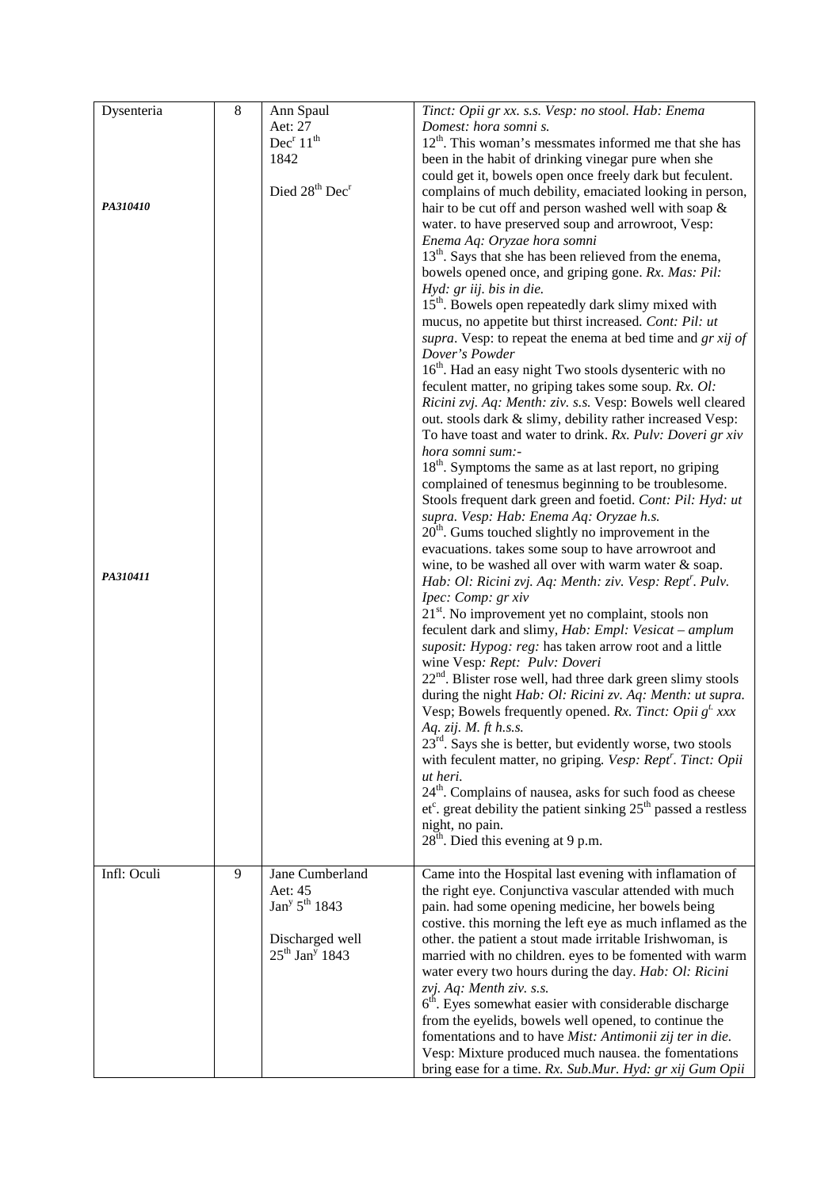| Dysenteria<br><br><br><br><br>***PA310410***<br><br><br><br><br><br><br><br><br><br><br><br><br><br><br><br><br><br><br><br><br>***PA310411*** | 8 | Ann Spaul<br>Aet: 27<br>Dec$^r$ 11$^{th}$<br>1842<br><br>Died 28$^{th}$ Dec$^r$ | *Tinct: Opii gr xx. s.s. Vesp: no stool. Hab: Enema Domest: hora somni s.*<br>12$^{th}$. This woman's messmates informed me that she has been in the habit of drinking vinegar pure when she could get it, bowels open once freely dark but feculent. complains of much debility, emaciated looking in person, hair to be cut off and person washed well with soap & water. to have preserved soup and arrowroot, Vesp: *Enema Aq: Oryzae hora somni*<br>13$^{th}$. Says that she has been relieved from the enema, bowels opened once, and griping gone. *Rx. Mas: Pil: Hyd: gr iij. bis in die.*<br>15$^{th}$. Bowels open repeatedly dark slimy mixed with mucus, no appetite but thirst increased. *Cont: Pil: ut supra*. Vesp: to repeat the enema at bed time and *gr xij of Dover's Powder*<br>16$^{th}$. Had an easy night Two stools dysenteric with no feculent matter, no griping takes some soup. *Rx. Ol: Ricini zvj. Aq: Menth: ziv. s.s.* Vesp: Bowels well cleared out. stools dark & slimy, debility rather increased Vesp: To have toast and water to drink. *Rx. Pulv: Doveri gr xiv hora somni sum:-*<br>18$^{th}$. Symptoms the same as at last report, no griping complained of tenesmus beginning to be troublesome. Stools frequent dark green and foetid. *Cont: Pil: Hyd: ut supra. Vesp: Hab: Enema Aq: Oryzae h.s.*<br>20$^{th}$. Gums touched slightly no improvement in the evacuations. takes some soup to have arrowroot and wine, to be washed all over with warm water & soap. *Hab: Ol: Ricini zvj. Aq: Menth: ziv. Vesp: Rept$^r$. Pulv. Ipec: Comp: gr xiv*<br>21$^{st}$. No improvement yet no complaint, stools non feculent dark and slimy, *Hab: Empl: Vesicat – amplum suposit: Hypog: reg:* has taken arrow root and a little wine Vesp*: Rept: Pulv: Doveri*<br>22$^{nd}$. Blister rose well, had three dark green slimy stools during the night *Hab: Ol: Ricini zv. Aq: Menth: ut supra.* Vesp; Bowels frequently opened. *Rx. Tinct: Opii g$^t$ xxx Aq. zij. M. ft h.s.s.*<br>23$^{rd}$. Says she is better, but evidently worse, two stools with feculent matter, no griping. *Vesp: Rept$^r$. Tinct: Opii ut heri.*<br>24$^{th}$. Complains of nausea, asks for such food as cheese et$^c$. great debility the patient sinking 25$^{th}$ passed a restless night, no pain.<br>28$^{th}$. Died this evening at 9 p.m. |
| Infl: Oculi | 9 | Jane Cumberland<br>Aet: 45<br>Jan$^y$ 5$^{th}$ 1843<br><br>Discharged well<br>25$^{th}$ Jan$^y$ 1843 | Came into the Hospital last evening with inflamation of the right eye. Conjunctiva vascular attended with much pain. had some opening medicine, her bowels being costive. this morning the left eye as much inflamed as the other. the patient a stout made irritable Irishwoman, is married with no children. eyes to be fomented with warm water every two hours during the day. *Hab: Ol: Ricini zvj. Aq: Menth ziv. s.s.*<br>6$^{th}$. Eyes somewhat easier with considerable discharge from the eyelids, bowels well opened, to continue the fomentations and to have *Mist: Antimonii zij ter in die.* Vesp: Mixture produced much nausea. the fomentations bring ease for a time. *Rx. Sub.Mur. Hyd: gr xij Gum Opii* |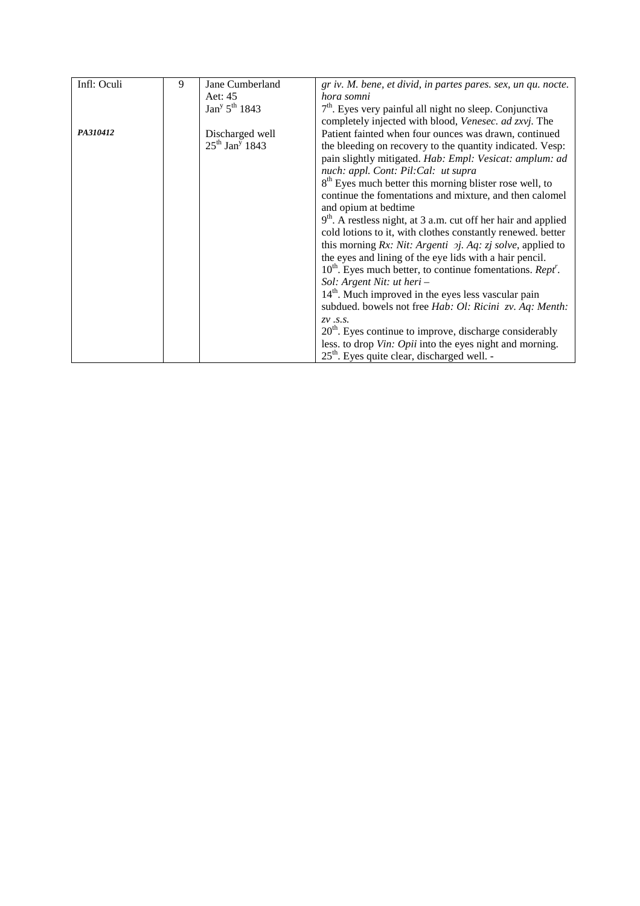| Infl: Oculi | 9 | Jane Cumberland | *gr iv. M. bene, et divid, in partes pares. sex, un qu. nocte. hora somni* |
|---|---|---|---|
| | | Aet: 45 | 7th. Eyes very painful all night no sleep. Conjunctiva completely injected with blood, *Venesec. ad zxvj.* The Patient fainted when four ounces was drawn, continued the bleeding on recovery to the quantity indicated. Vesp: pain slightly mitigated. *Hab: Empl: Vesicat: amplum: ad nuch: appl. Cont: Pil:Cal: ut supra* |
| | | Jany 5th 1843 | 8th Eyes much better this morning blister rose well, to continue the fomentations and mixture, and then calomel and opium at bedtime |
| ***PA310412*** | | Discharged well | 9th. A restless night, at 3 a.m. cut off her hair and applied cold lotions to it, with clothes constantly renewed. better this morning *Rx: Nit: Argenti ɔj. Aq: zj solve*, applied to the eyes and lining of the eye lids with a hair pencil. |
| | | 25th Jany 1843 | 10th. Eyes much better, to continue fomentations. *Reptr. Sol: Argent Nit: ut heri –* |
| | | | 14th. Much improved in the eyes less vascular pain subdued. bowels not free *Hab: Ol: Ricini zv. Aq: Menth: zv .s.s.* |
| | | | 20th. Eyes continue to improve, discharge considerably less. to drop *Vin: Opii* into the eyes night and morning. |
| | | | 25th. Eyes quite clear, discharged well. - |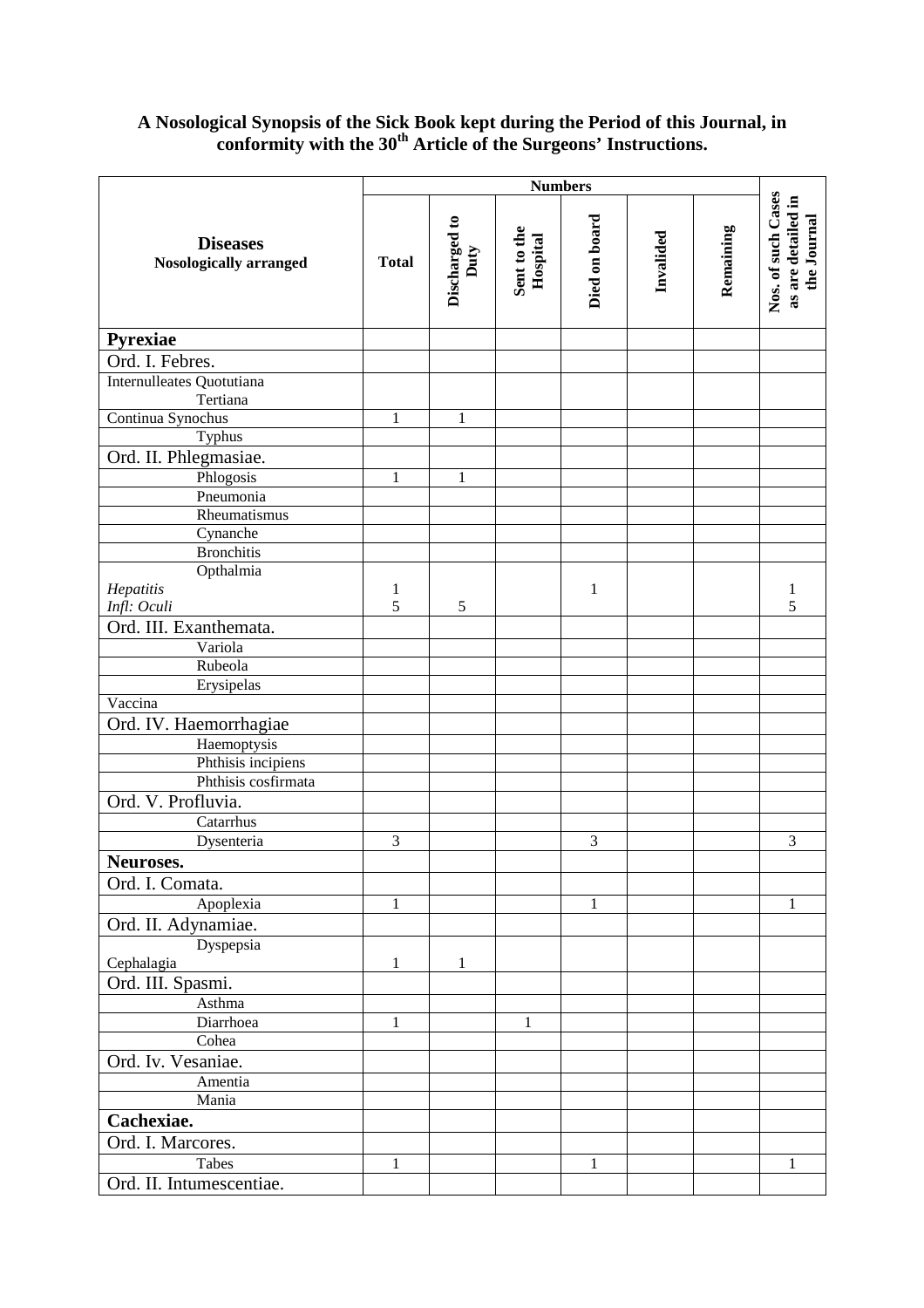# A Nosological Synopsis of the Sick Book kept during the Period of this Journal, in conformity with the 30th Article of the Surgeons' Instructions.

| **Diseases** Nosologically arranged | **Numbers** | | | | | | |
|---|---|---|---|---|---|---|---|
| | **Total** | **Discharged to Duty** | **Sent to the Hospital** | **Died on board** | **Invalided** | **Remaining** | **Nos. of such Cases as are detailed in the Journal** |
| **Pyrexiae** | | | | | | | |
| Ord. I. Febres. | | | | | | | |
| Internulleates Quotutiana Tertiana | | | | | | | |
| Continua Synochus | 1 | 1 | | | | | |
| Typhus | | | | | | | |
| Ord. II. Phlegmasiae. | | | | | | | |
| Phlogosis | 1 | 1 | | | | | |
| Pneumonia | | | | | | | |
| Rheumatismus | | | | | | | |
| Cynanche | | | | | | | |
| Bronchitis | | | | | | | |
| Opthalmia *Hepatitis* *Infl: Oculi* | 1 5 | 5 | | 1 | | | 1 5 |
| Ord. III. Exanthemata. | | | | | | | |
| Variola | | | | | | | |
| Rubeola | | | | | | | |
| Erysipelas | | | | | | | |
| Vaccina | | | | | | | |
| Ord. IV. Haemorrhagiae | | | | | | | |
| Haemoptysis | | | | | | | |
| Phthisis incipiens | | | | | | | |
| Phthisis cosfirmata | | | | | | | |
| Ord. V. Profluvia. | | | | | | | |
| Catarrhus | | | | | | | |
| Dysenteria | 3 | | | 3 | | | 3 |
| **Neuroses.** | | | | | | | |
| Ord. I. Comata. | | | | | | | |
| Apoplexia | 1 | | | 1 | | | 1 |
| Ord. II. Adynamiae. | | | | | | | |
| Dyspepsia Cephalagia | 1 | 1 | | | | | |
| Ord. III. Spasmi. | | | | | | | |
| Asthma | | | | | | | |
| Diarrhoea | 1 | | 1 | | | | |
| Cohea | | | | | | | |
| Ord. Iv. Vesaniae. | | | | | | | |
| Amentia | | | | | | | |
| Mania | | | | | | | |
| **Cachexiae.** | | | | | | | |
| Ord. I. Marcores. | | | | | | | |
| Tabes | 1 | | | 1 | | | 1 |
| Ord. II. Intumescentiae. | | | | | | | |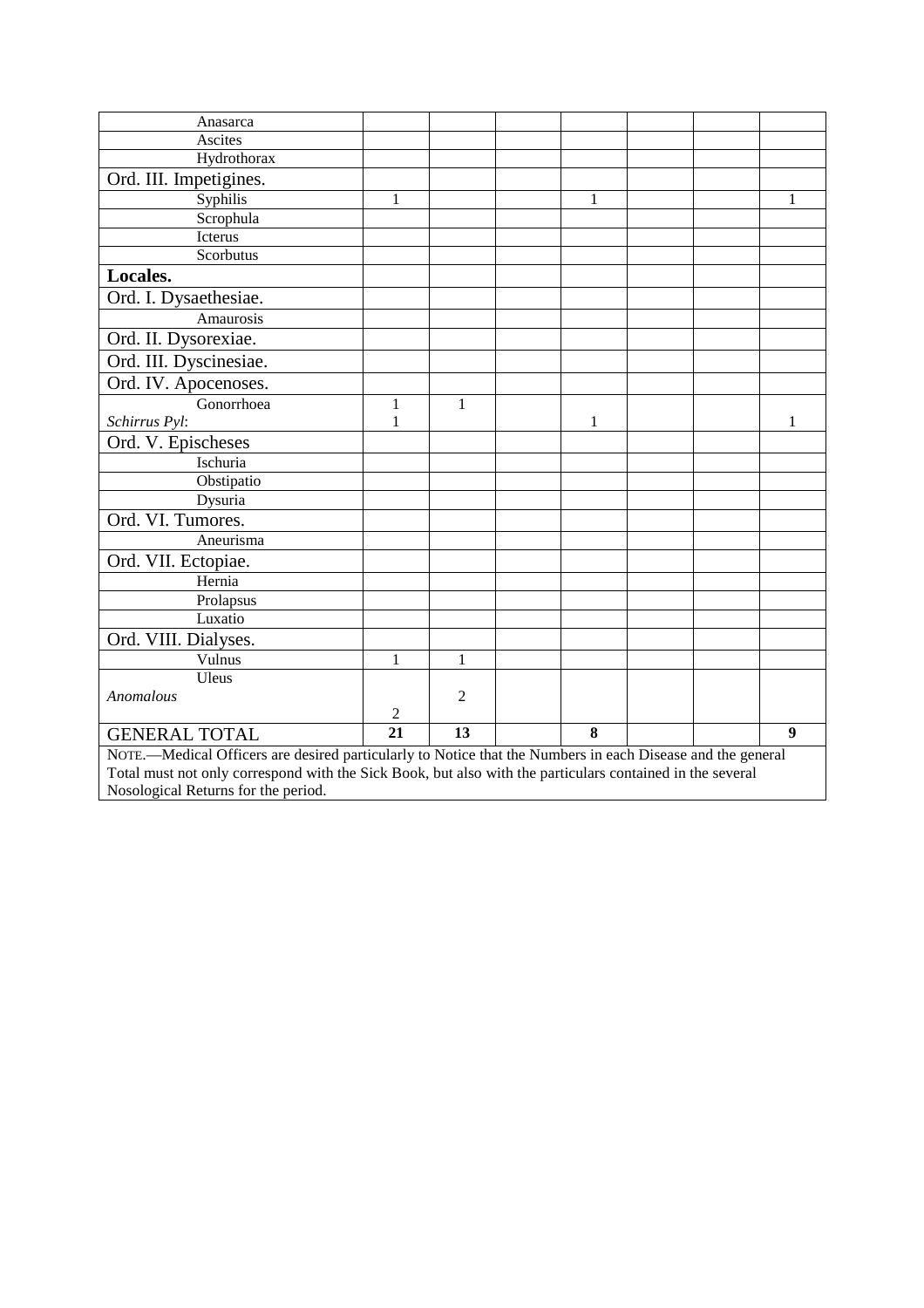| | | | | | | | |
|---|---|---|---|---|---|---|---|
| Anasarca | | | | | | | |
| Ascites | | | | | | | |
| Hydrothorax | | | | | | | |
| Ord. III. Impetigines. | | | | | | | |
| Syphilis | 1 | | | 1 | | | 1 |
| Scrophula | | | | | | | |
| Icterus | | | | | | | |
| Scorbutus | | | | | | | |
| **Locales.** | | | | | | | |
| Ord. I. Dysaethesiae. | | | | | | | |
| Amaurosis | | | | | | | |
| Ord. II. Dysorexiae. | | | | | | | |
| Ord. III. Dyscinesiae. | | | | | | | |
| Ord. IV. Apocenoses. | | | | | | | |
| Gonorrhoea | 1 | 1 | | | | | |
| *Schirrus Pyl*: | 1 | | | 1 | | | 1 |
| Ord. V. Epischeses | | | | | | | |
| Ischuria | | | | | | | |
| Obstipatio | | | | | | | |
| Dysuria | | | | | | | |
| Ord. VI. Tumores. | | | | | | | |
| Aneurisma | | | | | | | |
| Ord. VII. Ectopiae. | | | | | | | |
| Hernia | | | | | | | |
| Prolapsus | | | | | | | |
| Luxatio | | | | | | | |
| Ord. VIII. Dialyses. | | | | | | | |
| Vulnus | 1 | 1 | | | | | |
| Uleus | | | | | | | |
| *Anomalous* | 2 | 2 | | | | | |
| GENERAL TOTAL | **21** | **13** | | **8** | | | **9** |

NOTE.—Medical Officers are desired particularly to Notice that the Numbers in each Disease and the general Total must not only correspond with the Sick Book, but also with the particulars contained in the several Nosological Returns for the period.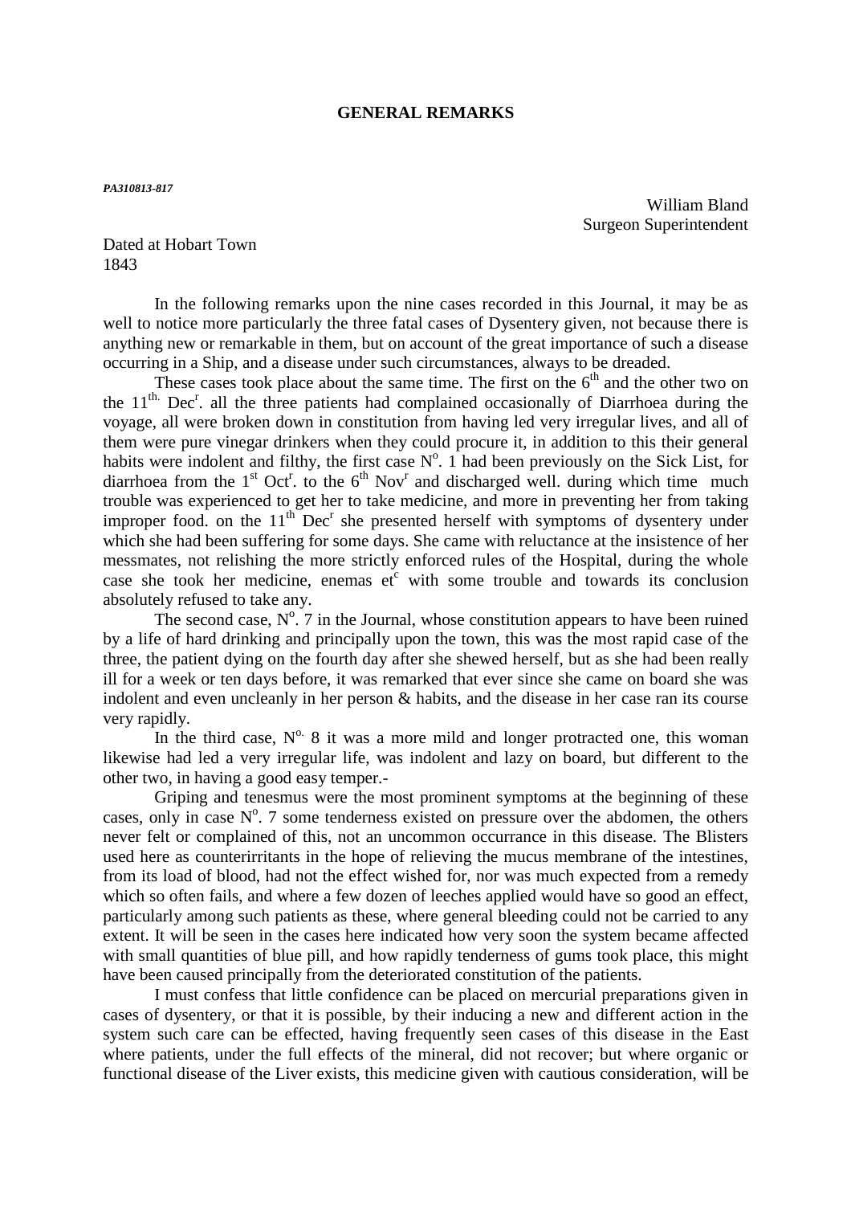## GENERAL REMARKS

***PA310813-817***

William Bland
Surgeon Superintendent

Dated at Hobart Town
1843

In the following remarks upon the nine cases recorded in this Journal, it may be as well to notice more particularly the three fatal cases of Dysentery given, not because there is anything new or remarkable in them, but on account of the great importance of such a disease occurring in a Ship, and a disease under such circumstances, always to be dreaded.

These cases took place about the same time. The first on the 6[th] and the other two on the 11[th.] Dec[r]. all the three patients had complained occasionally of Diarrhoea during the voyage, all were broken down in constitution from having led very irregular lives, and all of them were pure vinegar drinkers when they could procure it, in addition to this their general habits were indolent and filthy, the first case N[o]. 1 had been previously on the Sick List, for diarrhoea from the 1[st] Oct[r]. to the 6[th] Nov[r] and discharged well. during which time much trouble was experienced to get her to take medicine, and more in preventing her from taking improper food. on the 11[th] Dec[r] she presented herself with symptoms of dysentery under which she had been suffering for some days. She came with reluctance at the insistence of her messmates, not relishing the more strictly enforced rules of the Hospital, during the whole case she took her medicine, enemas et[c] with some trouble and towards its conclusion absolutely refused to take any.

The second case, N[o]. 7 in the Journal, whose constitution appears to have been ruined by a life of hard drinking and principally upon the town, this was the most rapid case of the three, the patient dying on the fourth day after she shewed herself, but as she had been really ill for a week or ten days before, it was remarked that ever since she came on board she was indolent and even uncleanly in her person & habits, and the disease in her case ran its course very rapidly.

In the third case, N[o.] 8 it was a more mild and longer protracted one, this woman likewise had led a very irregular life, was indolent and lazy on board, but different to the other two, in having a good easy temper.-

Griping and tenesmus were the most prominent symptoms at the beginning of these cases, only in case N[o]. 7 some tenderness existed on pressure over the abdomen, the others never felt or complained of this, not an uncommon occurrance in this disease. The Blisters used here as counterirritants in the hope of relieving the mucus membrane of the intestines, from its load of blood, had not the effect wished for, nor was much expected from a remedy which so often fails, and where a few dozen of leeches applied would have so good an effect, particularly among such patients as these, where general bleeding could not be carried to any extent. It will be seen in the cases here indicated how very soon the system became affected with small quantities of blue pill, and how rapidly tenderness of gums took place, this might have been caused principally from the deteriorated constitution of the patients.

I must confess that little confidence can be placed on mercurial preparations given in cases of dysentery, or that it is possible, by their inducing a new and different action in the system such care can be effected, having frequently seen cases of this disease in the East where patients, under the full effects of the mineral, did not recover; but where organic or functional disease of the Liver exists, this medicine given with cautious consideration, will be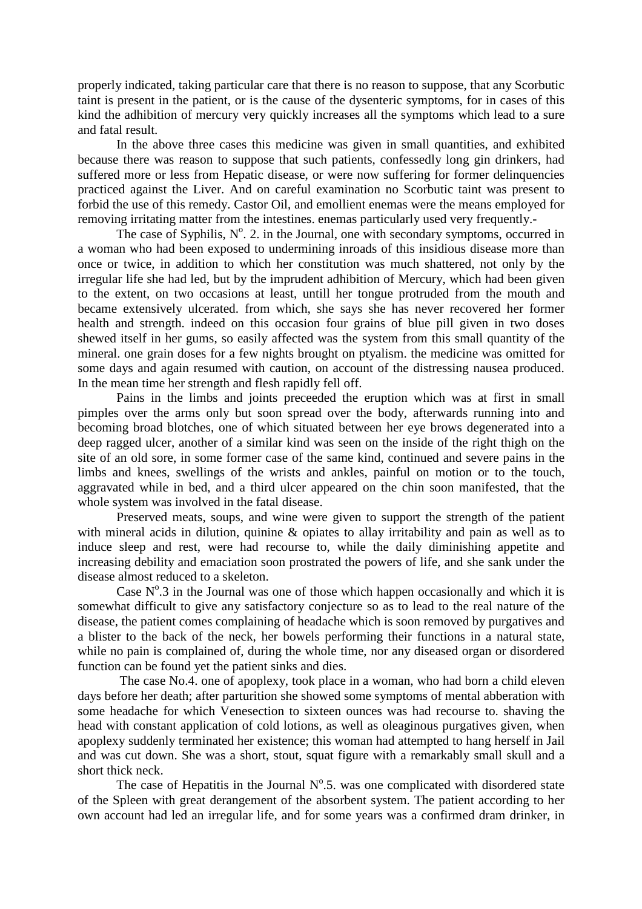properly indicated, taking particular care that there is no reason to suppose, that any Scorbutic taint is present in the patient, or is the cause of the dysenteric symptoms, for in cases of this kind the adhibition of mercury very quickly increases all the symptoms which lead to a sure and fatal result.

In the above three cases this medicine was given in small quantities, and exhibited because there was reason to suppose that such patients, confessedly long gin drinkers, had suffered more or less from Hepatic disease, or were now suffering for former delinquencies practiced against the Liver. And on careful examination no Scorbutic taint was present to forbid the use of this remedy. Castor Oil, and emollient enemas were the means employed for removing irritating matter from the intestines. enemas particularly used very frequently.-

The case of Syphilis, N$^{o}$. 2. in the Journal, one with secondary symptoms, occurred in a woman who had been exposed to undermining inroads of this insidious disease more than once or twice, in addition to which her constitution was much shattered, not only by the irregular life she had led, but by the imprudent adhibition of Mercury, which had been given to the extent, on two occasions at least, untill her tongue protruded from the mouth and became extensively ulcerated. from which, she says she has never recovered her former health and strength. indeed on this occasion four grains of blue pill given in two doses shewed itself in her gums, so easily affected was the system from this small quantity of the mineral. one grain doses for a few nights brought on ptyalism. the medicine was omitted for some days and again resumed with caution, on account of the distressing nausea produced. In the mean time her strength and flesh rapidly fell off.

Pains in the limbs and joints preceeded the eruption which was at first in small pimples over the arms only but soon spread over the body, afterwards running into and becoming broad blotches, one of which situated between her eye brows degenerated into a deep ragged ulcer, another of a similar kind was seen on the inside of the right thigh on the site of an old sore, in some former case of the same kind, continued and severe pains in the limbs and knees, swellings of the wrists and ankles, painful on motion or to the touch, aggravated while in bed, and a third ulcer appeared on the chin soon manifested, that the whole system was involved in the fatal disease.

Preserved meats, soups, and wine were given to support the strength of the patient with mineral acids in dilution, quinine & opiates to allay irritability and pain as well as to induce sleep and rest, were had recourse to, while the daily diminishing appetite and increasing debility and emaciation soon prostrated the powers of life, and she sank under the disease almost reduced to a skeleton.

Case N$^{o}$.3 in the Journal was one of those which happen occasionally and which it is somewhat difficult to give any satisfactory conjecture so as to lead to the real nature of the disease, the patient comes complaining of headache which is soon removed by purgatives and a blister to the back of the neck, her bowels performing their functions in a natural state, while no pain is complained of, during the whole time, nor any diseased organ or disordered function can be found yet the patient sinks and dies.

The case No.4. one of apoplexy, took place in a woman, who had born a child eleven days before her death; after parturition she showed some symptoms of mental abberation with some headache for which Venesection to sixteen ounces was had recourse to. shaving the head with constant application of cold lotions, as well as oleaginous purgatives given, when apoplexy suddenly terminated her existence; this woman had attempted to hang herself in Jail and was cut down. She was a short, stout, squat figure with a remarkably small skull and a short thick neck.

The case of Hepatitis in the Journal N$^{o}$.5. was one complicated with disordered state of the Spleen with great derangement of the absorbent system. The patient according to her own account had led an irregular life, and for some years was a confirmed dram drinker, in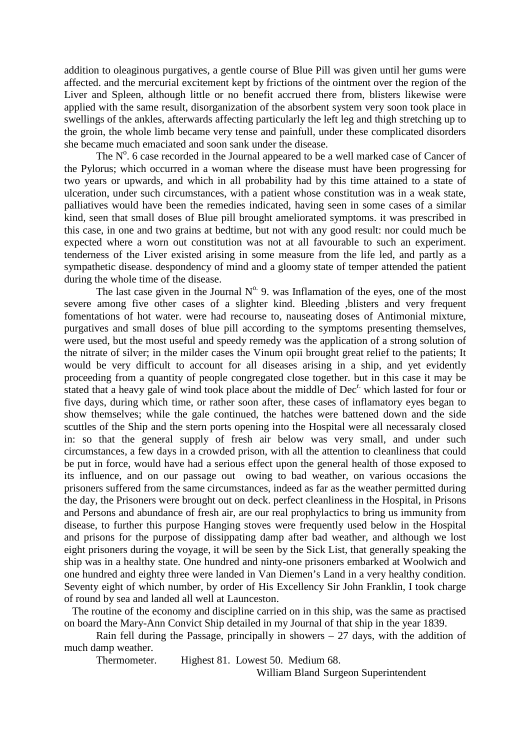addition to oleaginous purgatives, a gentle course of Blue Pill was given until her gums were affected. and the mercurial excitement kept by frictions of the ointment over the region of the Liver and Spleen, although little or no benefit accrued there from, blisters likewise were applied with the same result, disorganization of the absorbent system very soon took place in swellings of the ankles, afterwards affecting particularly the left leg and thigh stretching up to the groin, the whole limb became very tense and painfull, under these complicated disorders she became much emaciated and soon sank under the disease.

The N^o. 6 case recorded in the Journal appeared to be a well marked case of Cancer of the Pylorus; which occurred in a woman where the disease must have been progressing for two years or upwards, and which in all probability had by this time attained to a state of ulceration, under such circumstances, with a patient whose constitution was in a weak state, palliatives would have been the remedies indicated, having seen in some cases of a similar kind, seen that small doses of Blue pill brought ameliorated symptoms. it was prescribed in this case, in one and two grains at bedtime, but not with any good result: nor could much be expected where a worn out constitution was not at all favourable to such an experiment. tenderness of the Liver existed arising in some measure from the life led, and partly as a sympathetic disease. despondency of mind and a gloomy state of temper attended the patient during the whole time of the disease.

The last case given in the Journal N^o. 9. was Inflamation of the eyes, one of the most severe among five other cases of a slighter kind. Bleeding ,blisters and very frequent fomentations of hot water. were had recourse to, nauseating doses of Antimonial mixture, purgatives and small doses of blue pill according to the symptoms presenting themselves, were used, but the most useful and speedy remedy was the application of a strong solution of the nitrate of silver; in the milder cases the Vinum opii brought great relief to the patients; It would be very difficult to account for all diseases arising in a ship, and yet evidently proceeding from a quantity of people congregated close together. but in this case it may be stated that a heavy gale of wind took place about the middle of Dec^r. which lasted for four or five days, during which time, or rather soon after, these cases of inflamatory eyes began to show themselves; while the gale continued, the hatches were battened down and the side scuttles of the Ship and the stern ports opening into the Hospital were all necessaraly closed in: so that the general supply of fresh air below was very small, and under such circumstances, a few days in a crowded prison, with all the attention to cleanliness that could be put in force, would have had a serious effect upon the general health of those exposed to its influence, and on our passage out owing to bad weather, on various occasions the prisoners suffered from the same circumstances, indeed as far as the weather permitted during the day, the Prisoners were brought out on deck. perfect cleanliness in the Hospital, in Prisons and Persons and abundance of fresh air, are our real prophylactics to bring us immunity from disease, to further this purpose Hanging stoves were frequently used below in the Hospital and prisons for the purpose of dissippating damp after bad weather, and although we lost eight prisoners during the voyage, it will be seen by the Sick List, that generally speaking the ship was in a healthy state. One hundred and ninty-one prisoners embarked at Woolwich and one hundred and eighty three were landed in Van Diemen's Land in a very healthy condition. Seventy eight of which number, by order of His Excellency Sir John Franklin, I took charge of round by sea and landed all well at Launceston.

The routine of the economy and discipline carried on in this ship, was the same as practised on board the Mary-Ann Convict Ship detailed in my Journal of that ship in the year 1839.

Rain fell during the Passage, principally in showers – 27 days, with the addition of much damp weather.

Thermometer. Highest 81. Lowest 50. Medium 68.

William Bland Surgeon Superintendent